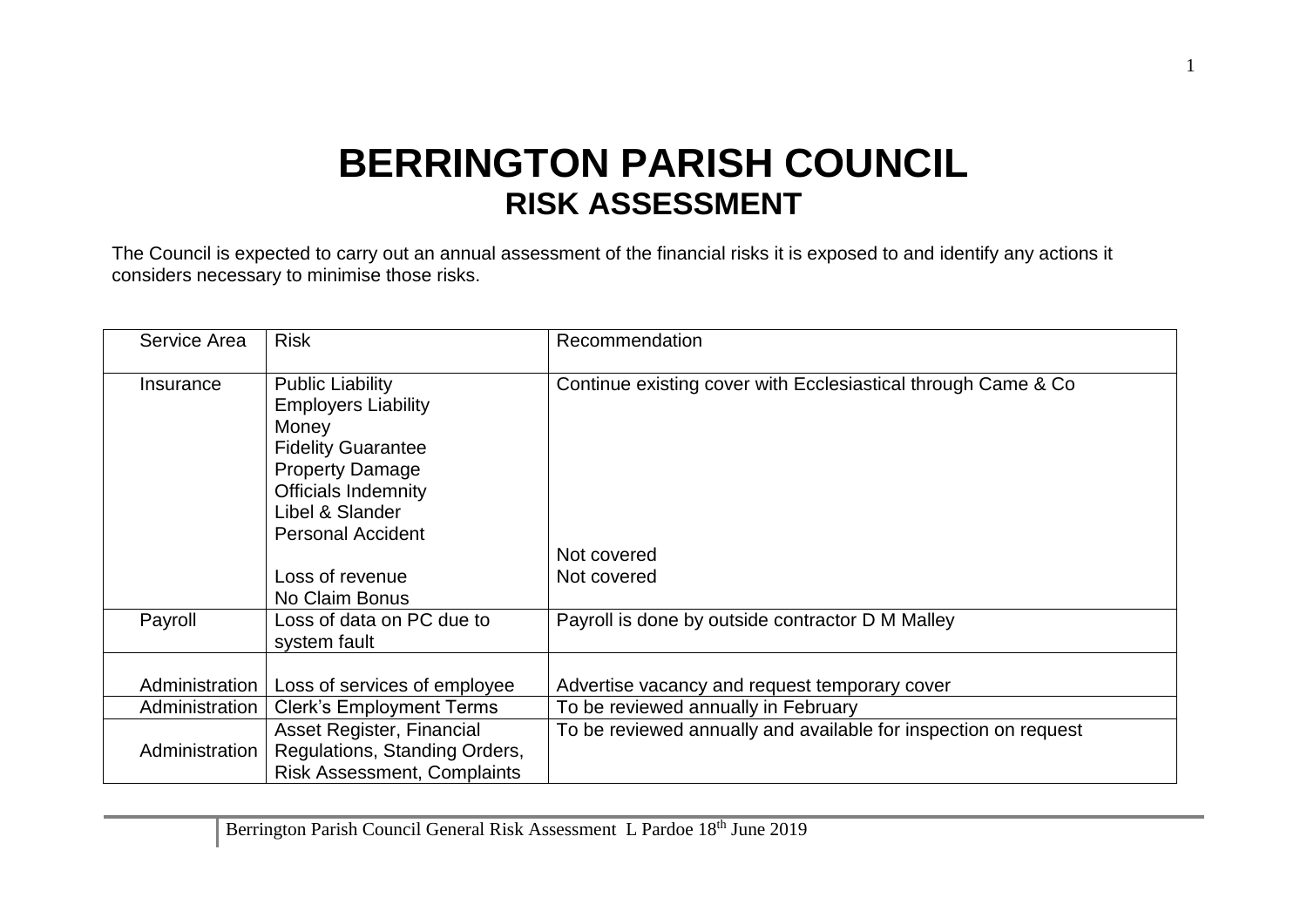# BERRINGTON PARISH COUNCIL
## RISK ASSESSMENT

The Council is expected to carry out an annual assessment of the financial risks it is exposed to and identify any actions it considers necessary to minimise those risks.

| Service Area | Risk | Recommendation |
|---|---|---|
| Insurance | Public Liability<br>Employers Liability<br>Money<br>Fidelity Guarantee<br>Property Damage<br>Officials Indemnity<br>Libel & Slander<br>Personal Accident | Continue existing cover with Ecclesiastical through Came & Co |
| | Loss of revenue | Not covered |
| | No Claim Bonus | Not covered |
| Payroll | Loss of data on PC due to system fault | Payroll is done by outside contractor D M Malley |
| Administration | Loss of services of employee | Advertise vacancy and request temporary cover |
| Administration | Clerk's Employment Terms | To be reviewed annually in February |
| Administration | Asset Register, Financial Regulations, Standing Orders, Risk Assessment, Complaints | To be reviewed annually and available for inspection on request |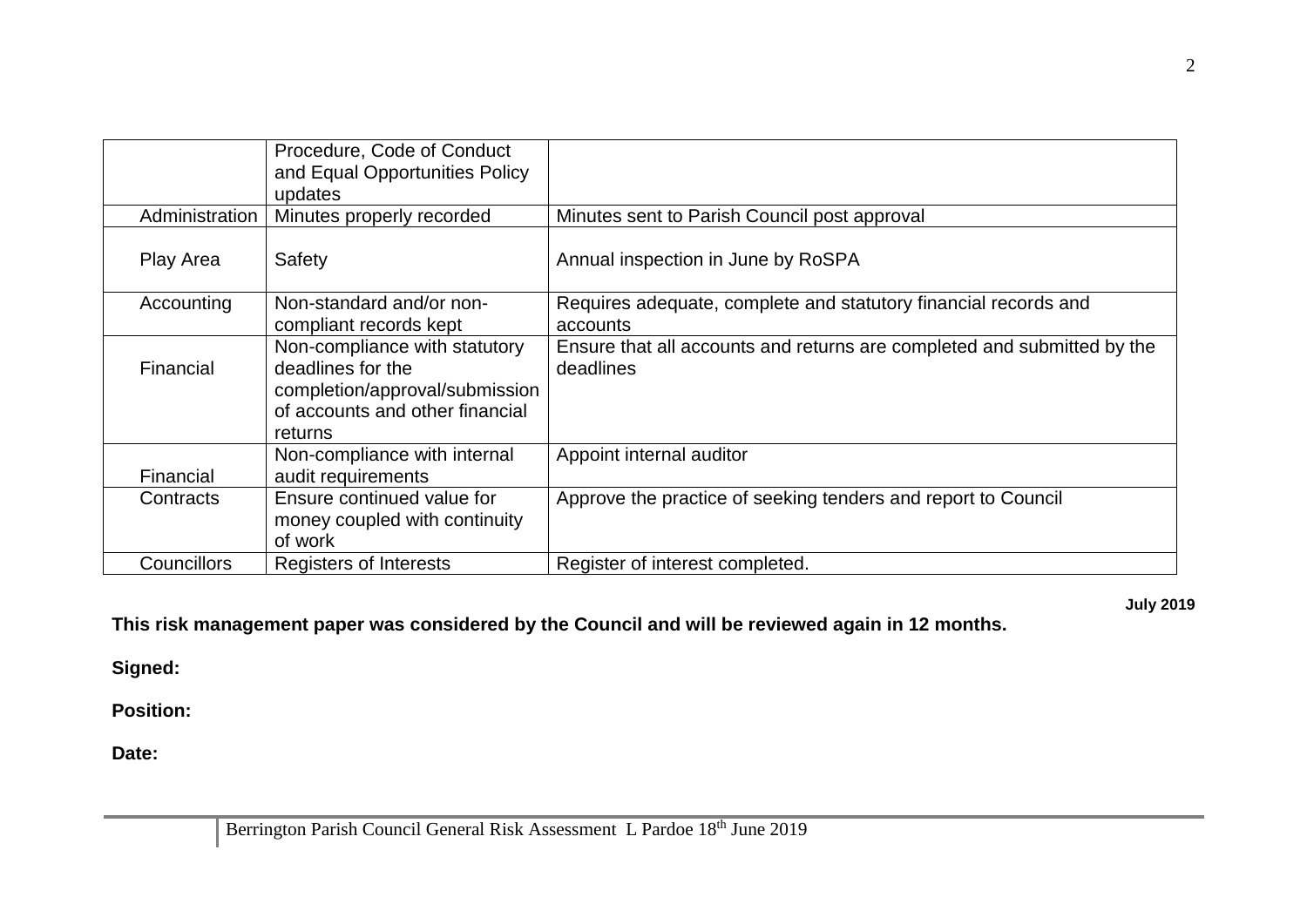| | | |
|---|---|---|
| | Procedure, Code of Conduct and Equal Opportunities Policy updates | |
| Administration | Minutes properly recorded | Minutes sent to Parish Council post approval |
| Play Area | Safety | Annual inspection in June by RoSPA |
| Accounting | Non-standard and/or non-compliant records kept | Requires adequate, complete and statutory financial records and accounts |
| Financial | Non-compliance with statutory deadlines for the completion/approval/submission of accounts and other financial returns | Ensure that all accounts and returns are completed and submitted by the deadlines |
| Financial | Non-compliance with internal audit requirements | Appoint internal auditor |
| Contracts | Ensure continued value for money coupled with continuity of work | Approve the practice of seeking tenders and report to Council |
| Councillors | Registers of Interests | Register of interest completed. |

**July 2019**

**This risk management paper was considered by the Council and will be reviewed again in 12 months.**

**Signed:**

**Position:**

**Date:**

Berrington Parish Council General Risk Assessment L Pardoe 18th June 2019